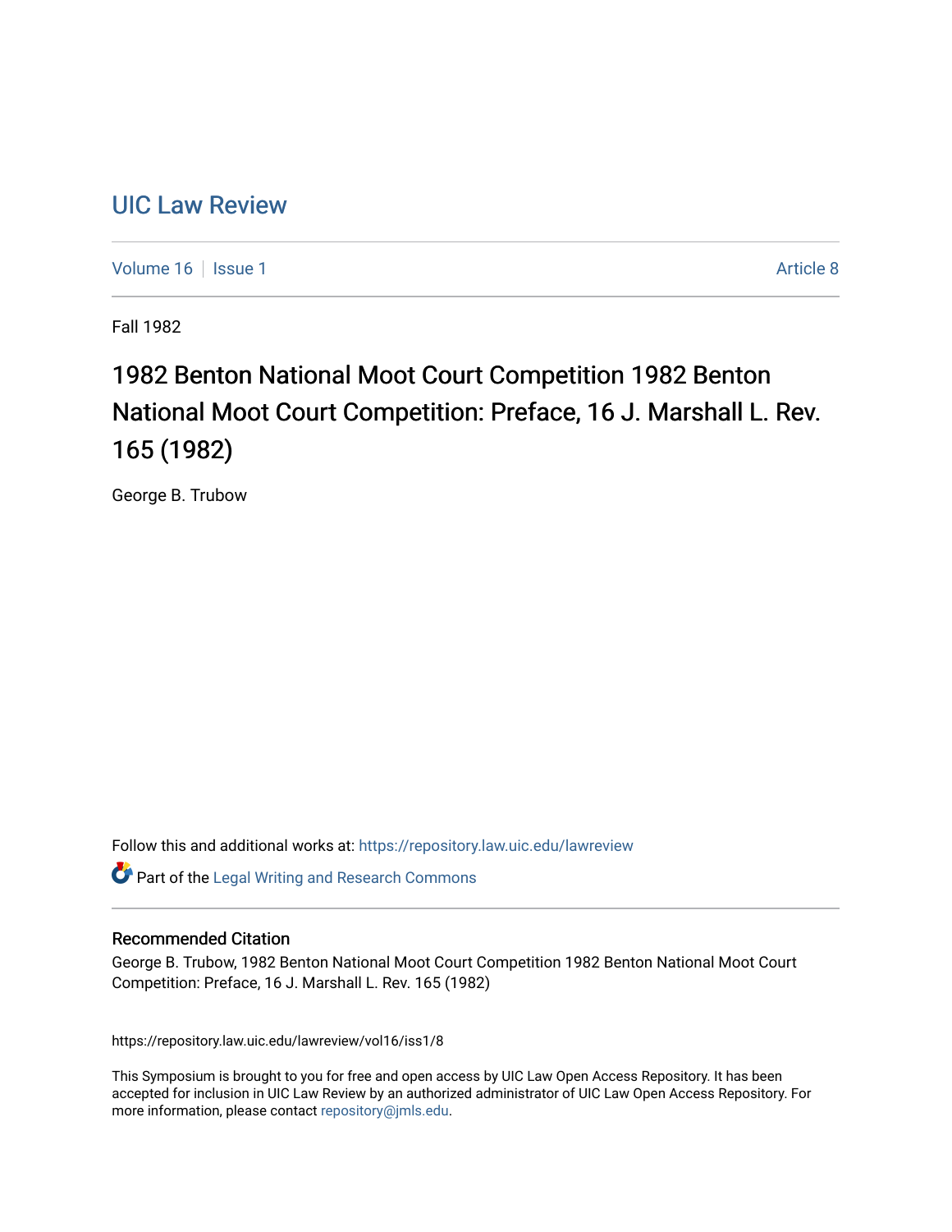# UIC Law Review

Volume 16 | Issue 1 | Article 8

Fall 1982

## 1982 Benton National Moot Court Competition 1982 Benton National Moot Court Competition: Preface, 16 J. Marshall L. Rev. 165 (1982)

George B. Trubow

Follow this and additional works at: https://repository.law.uic.edu/lawreview

Part of the Legal Writing and Research Commons

### Recommended Citation

George B. Trubow, 1982 Benton National Moot Court Competition 1982 Benton National Moot Court Competition: Preface, 16 J. Marshall L. Rev. 165 (1982)

https://repository.law.uic.edu/lawreview/vol16/iss1/8

This Symposium is brought to you for free and open access by UIC Law Open Access Repository. It has been accepted for inclusion in UIC Law Review by an authorized administrator of UIC Law Open Access Repository. For more information, please contact repository@jmls.edu.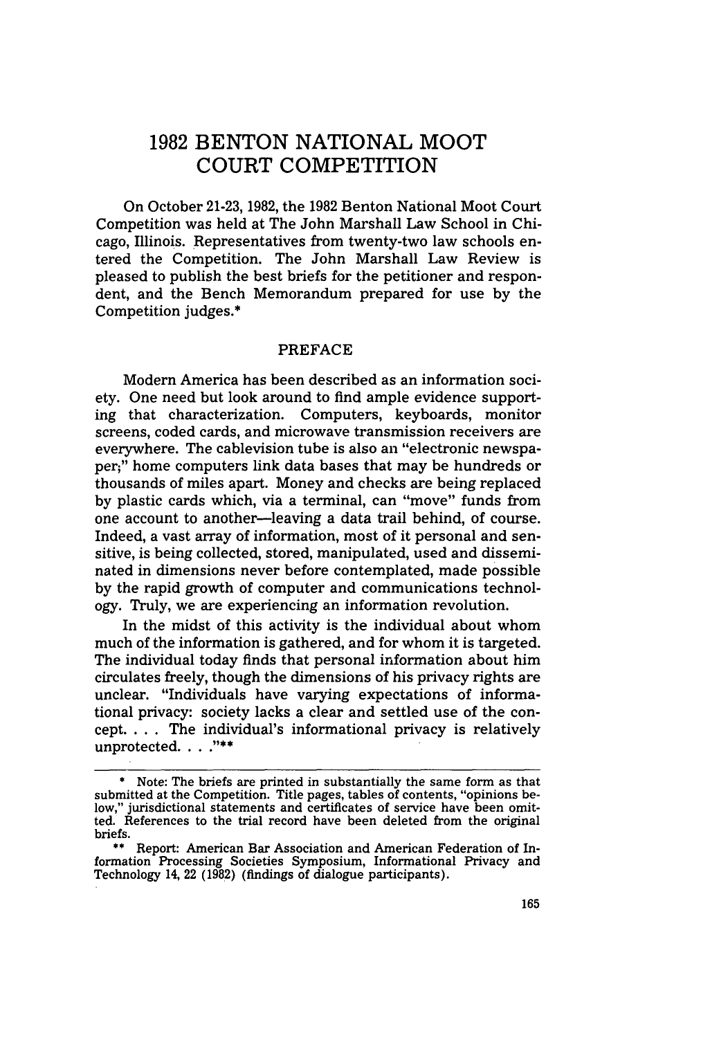# 1982 BENTON NATIONAL MOOT COURT COMPETITION

On October 21-23, 1982, the 1982 Benton National Moot Court Competition was held at The John Marshall Law School in Chicago, Illinois. Representatives from twenty-two law schools entered the Competition. The John Marshall Law Review is pleased to publish the best briefs for the petitioner and respondent, and the Bench Memorandum prepared for use by the Competition judges.*

## PREFACE

Modern America has been described as an information society. One need but look around to find ample evidence supporting that characterization. Computers, keyboards, monitor screens, coded cards, and microwave transmission receivers are everywhere. The cablevision tube is also an "electronic newspaper;" home computers link data bases that may be hundreds or thousands of miles apart. Money and checks are being replaced by plastic cards which, via a terminal, can "move" funds from one account to another—leaving a data trail behind, of course. Indeed, a vast array of information, most of it personal and sensitive, is being collected, stored, manipulated, used and disseminated in dimensions never before contemplated, made possible by the rapid growth of computer and communications technology. Truly, we are experiencing an information revolution.

In the midst of this activity is the individual about whom much of the information is gathered, and for whom it is targeted. The individual today finds that personal information about him circulates freely, though the dimensions of his privacy rights are unclear. "Individuals have varying expectations of informational privacy: society lacks a clear and settled use of the concept. . . . The individual's informational privacy is relatively unprotected. . . ."**

---

\* Note: The briefs are printed in substantially the same form as that submitted at the Competition. Title pages, tables of contents, "opinions below," jurisdictional statements and certificates of service have been omitted. References to the trial record have been deleted from the original briefs.

\*\* Report: American Bar Association and American Federation of Information Processing Societies Symposium, Informational Privacy and Technology 14, 22 (1982) (findings of dialogue participants).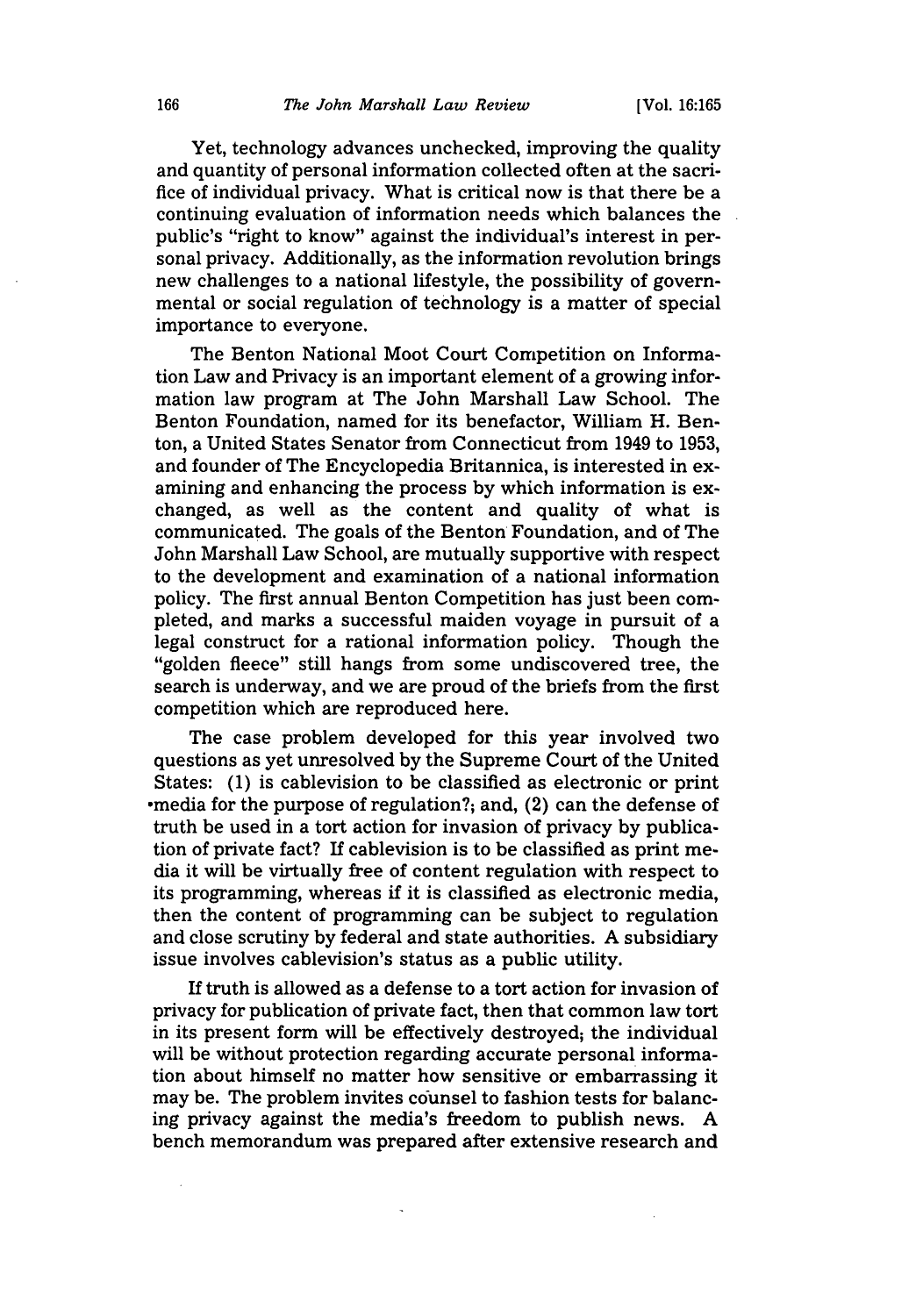Yet, technology advances unchecked, improving the quality and quantity of personal information collected often at the sacrifice of individual privacy. What is critical now is that there be a continuing evaluation of information needs which balances the public's "right to know" against the individual's interest in personal privacy. Additionally, as the information revolution brings new challenges to a national lifestyle, the possibility of governmental or social regulation of technology is a matter of special importance to everyone.

The Benton National Moot Court Competition on Information Law and Privacy is an important element of a growing information law program at The John Marshall Law School. The Benton Foundation, named for its benefactor, William H. Benton, a United States Senator from Connecticut from 1949 to 1953, and founder of The Encyclopedia Britannica, is interested in examining and enhancing the process by which information is exchanged, as well as the content and quality of what is communicated. The goals of the Benton Foundation, and of The John Marshall Law School, are mutually supportive with respect to the development and examination of a national information policy. The first annual Benton Competition has just been completed, and marks a successful maiden voyage in pursuit of a legal construct for a rational information policy. Though the "golden fleece" still hangs from some undiscovered tree, the search is underway, and we are proud of the briefs from the first competition which are reproduced here.

The case problem developed for this year involved two questions as yet unresolved by the Supreme Court of the United States: (1) is cablevision to be classified as electronic or print media for the purpose of regulation?; and, (2) can the defense of truth be used in a tort action for invasion of privacy by publication of private fact? If cablevision is to be classified as print media it will be virtually free of content regulation with respect to its programming, whereas if it is classified as electronic media, then the content of programming can be subject to regulation and close scrutiny by federal and state authorities. A subsidiary issue involves cablevision's status as a public utility.

If truth is allowed as a defense to a tort action for invasion of privacy for publication of private fact, then that common law tort in its present form will be effectively destroyed; the individual will be without protection regarding accurate personal information about himself no matter how sensitive or embarrassing it may be. The problem invites counsel to fashion tests for balancing privacy against the media's freedom to publish news. A bench memorandum was prepared after extensive research and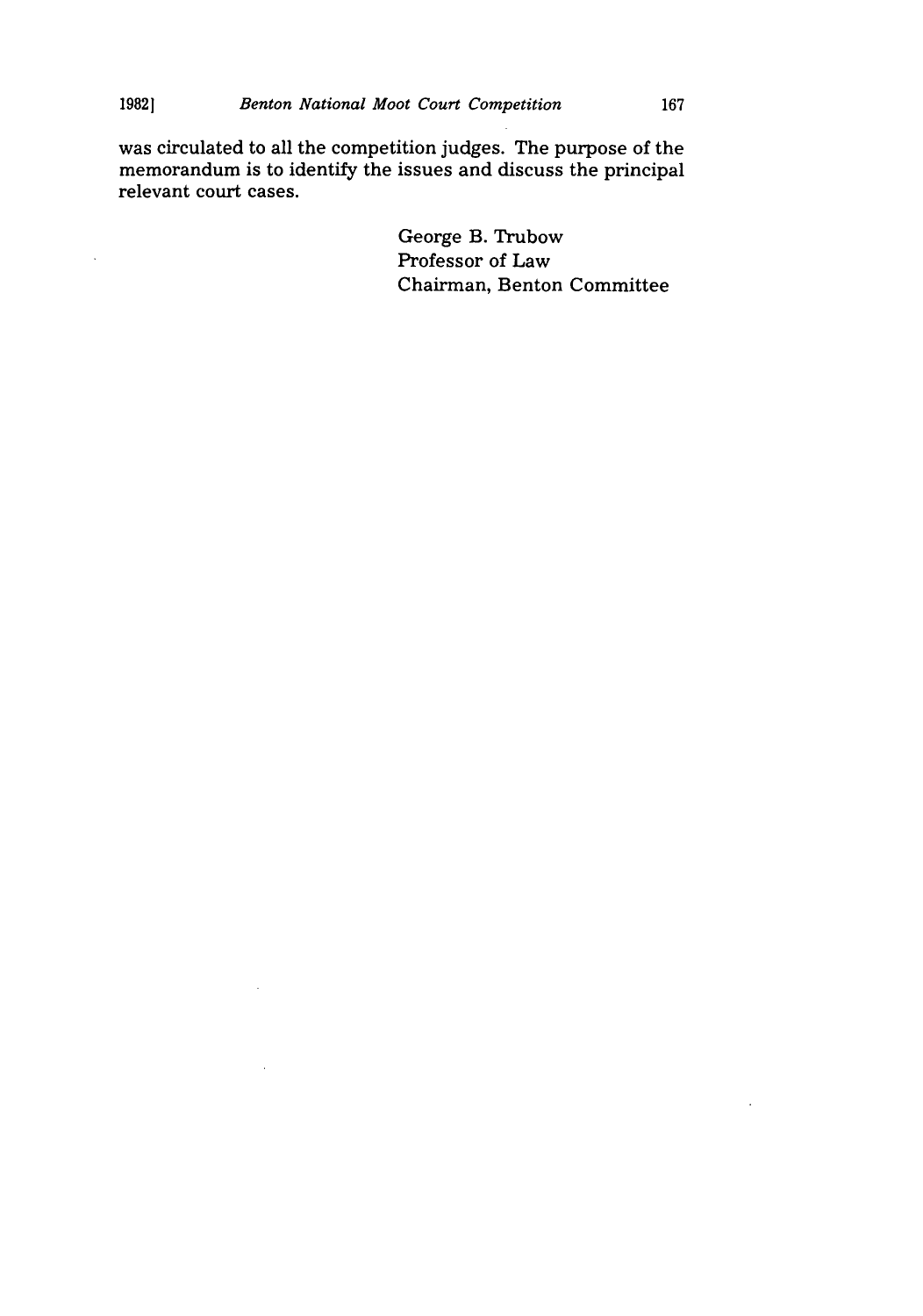was circulated to all the competition judges. The purpose of the memorandum is to identify the issues and discuss the principal relevant court cases.

George B. Trubow
Professor of Law
Chairman, Benton Committee